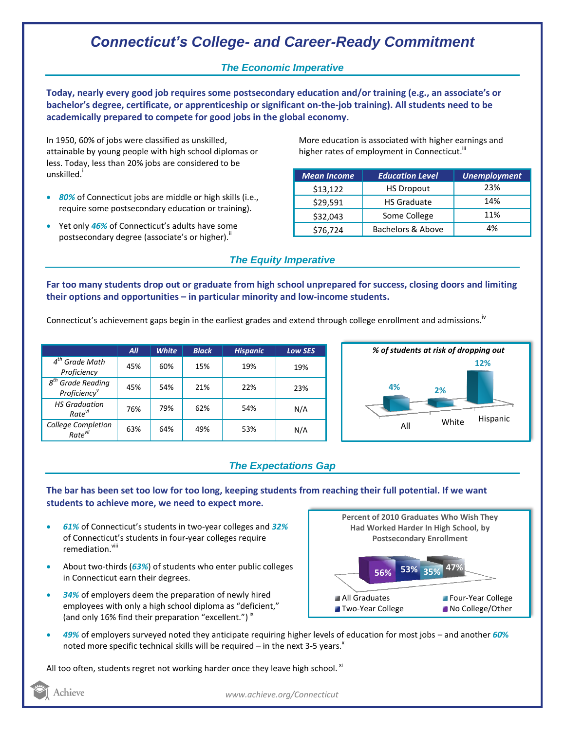# Connecticut's College- and Career-Ready Commitment

## The Economic Imperative

**Today, nearly every good job requires some postsecondary education and/or training (e.g., an associate's or bachelor's degree, certificate, or apprenticeship or significant on-the-job training). All students need to be academically prepared to compete for good jobs in the global economy.**

In 1950, 60% of jobs were classified as unskilled, attainable by young people with high school diplomas or less. Today, less than 20% jobs are considered to be unskilled.[i]

- ***80%*** of Connecticut jobs are middle or high skills (i.e., require some postsecondary education or training).
- Yet only ***46%*** of Connecticut's adults have some postsecondary degree (associate's or higher).[ii]

More education is associated with higher earnings and higher rates of employment in Connecticut.[iii]

| Mean Income | Education Level | Unemployment |
|---|---|---|
| $13,122 | HS Dropout | 23% |
| $29,591 | HS Graduate | 14% |
| $32,043 | Some College | 11% |
| $76,724 | Bachelors & Above | 4% |

## The Equity Imperative

**Far too many students drop out or graduate from high school unprepared for success, closing doors and limiting their options and opportunities – in particular minority and low-income students.**

Connecticut's achievement gaps begin in the earliest grades and extend through college enrollment and admissions.[iv]

| | All | White | Black | Hispanic | Low SES |
|---|---|---|---|---|---|
| *4th Grade Math Proficiency* | 45% | 60% | 15% | 19% | 19% |
| *8th Grade Reading Proficiency[v]* | 45% | 54% | 21% | 22% | 23% |
| *HS Graduation Rate[vi]* | 76% | 79% | 62% | 54% | N/A |
| *College Completion Rate[vii]* | 63% | 64% | 49% | 53% | N/A |

***% of students at risk of dropping out***

| All | White | Hispanic |
|---|---|---|
| 4% | 2% | 12% |

## The Expectations Gap

**The bar has been set too low for too long, keeping students from reaching their full potential. If we want students to achieve more, we need to expect more.**

- ***61%*** of Connecticut's students in two-year colleges and ***32%*** of Connecticut's students in four-year colleges require remediation.[viii]
- About two-thirds (***63%***) of students who enter public colleges in Connecticut earn their degrees.
- ***34%*** of employers deem the preparation of newly hired employees with only a high school diploma as "deficient," (and only 16% find their preparation "excellent.")[ix]

**Percent of 2010 Graduates Who Wish They Had Worked Harder In High School, by Postsecondary Enrollment**

| All Graduates | Two-Year College | Four-Year College | No College/Other |
|---|---|---|---|
| 47% | 53% | 35% | 56% |

- ***49%*** of employers surveyed noted they anticipate requiring higher levels of education for most jobs – and another ***60%*** noted more specific technical skills will be required – in the next 3-5 years.[x]

All too often, students regret not working harder once they leave high school.[xi]

Achieve

*www.achieve.org/Connecticut*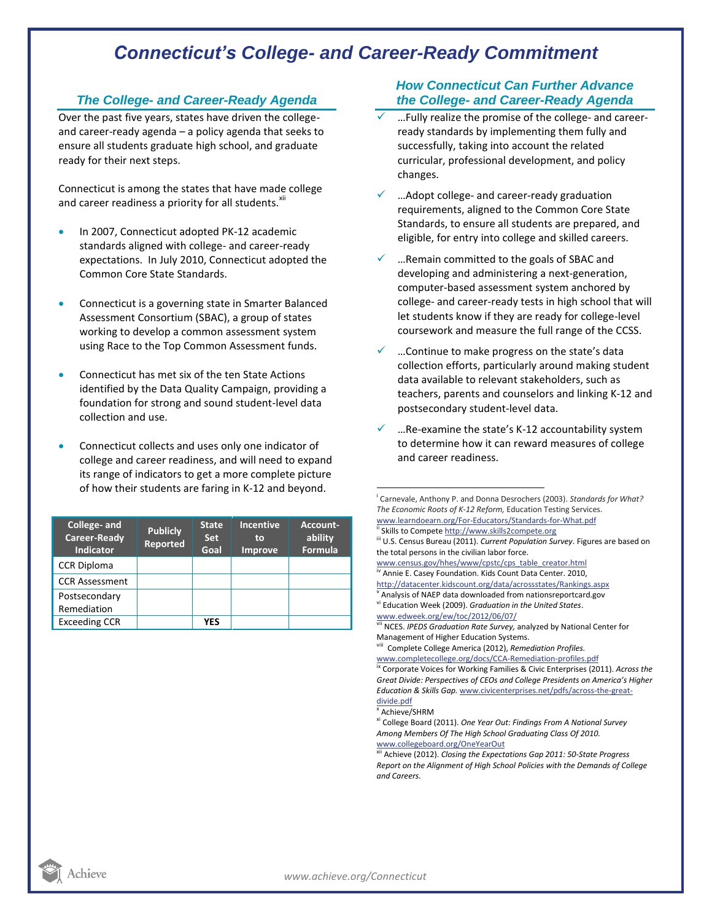# Connecticut's College- and Career-Ready Commitment

## The College- and Career-Ready Agenda

Over the past five years, states have driven the college- and career-ready agenda – a policy agenda that seeks to ensure all students graduate high school, and graduate ready for their next steps.

Connecticut is among the states that have made college and career readiness a priority for all students.[xii]

- In 2007, Connecticut adopted PK-12 academic standards aligned with college- and career-ready expectations. In July 2010, Connecticut adopted the Common Core State Standards.
- Connecticut is a governing state in Smarter Balanced Assessment Consortium (SBAC), a group of states working to develop a common assessment system using Race to the Top Common Assessment funds.
- Connecticut has met six of the ten State Actions identified by the Data Quality Campaign, providing a foundation for strong and sound student-level data collection and use.
- Connecticut collects and uses only one indicator of college and career readiness, and will need to expand its range of indicators to get a more complete picture of how their students are faring in K-12 and beyond.

| College- and Career-Ready Indicator | Publicly Reported | State Set Goal | Incentive to Improve | Account-ability Formula |
|---|---|---|---|---|
| CCR Diploma | | | | |
| CCR Assessment | | | | |
| Postsecondary Remediation | | | | |
| Exceeding CCR | | **YES** | | |

## How Connecticut Can Further Advance the College- and Career-Ready Agenda

- ✓ …Fully realize the promise of the college- and career-ready standards by implementing them fully and successfully, taking into account the related curricular, professional development, and policy changes.
- ✓ …Adopt college- and career-ready graduation requirements, aligned to the Common Core State Standards, to ensure all students are prepared, and eligible, for entry into college and skilled careers.
- ✓ …Remain committed to the goals of SBAC and developing and administering a next-generation, computer-based assessment system anchored by college- and career-ready tests in high school that will let students know if they are ready for college-level coursework and measure the full range of the CCSS.
- ✓ …Continue to make progress on the state's data collection efforts, particularly around making student data available to relevant stakeholders, such as teachers, parents and counselors and linking K-12 and postsecondary student-level data.
- ✓ …Re-examine the state's K-12 accountability system to determine how it can reward measures of college and career readiness.

---

[i] Carnevale, Anthony P. and Donna Desrochers (2003). *Standards for What? The Economic Roots of K-12 Reform,* Education Testing Services. www.learndoearn.org/For-Educators/Standards-for-What.pdf

[ii] Skills to Compete http://www.skills2compete.org

[iii] U.S. Census Bureau (2011). *Current Population Survey*. Figures are based on the total persons in the civilian labor force. www.census.gov/hhes/www/cpstc/cps_table_creator.html

[iv] Annie E. Casey Foundation. Kids Count Data Center. 2010, http://datacenter.kidscount.org/data/acrossstates/Rankings.aspx

[v] Analysis of NAEP data downloaded from nationsreportcard.gov

[vi] Education Week (2009). *Graduation in the United States*. www.edweek.org/ew/toc/2012/06/07/

[vii] NCES. *IPEDS Graduation Rate Survey,* analyzed by National Center for Management of Higher Education Systems.

[viii] Complete College America (2012), *Remediation Profiles.* www.completecollege.org/docs/CCA-Remediation-profiles.pdf

[ix] Corporate Voices for Working Families & Civic Enterprises (2011). *Across the Great Divide: Perspectives of CEOs and College Presidents on America's Higher Education & Skills Gap.* www.civicenterprises.net/pdfs/across-the-great-divide.pdf

[x] Achieve/SHRM

[xi] College Board (2011). *One Year Out: Findings From A National Survey Among Members Of The High School Graduating Class Of 2010.* www.collegeboard.org/OneYearOut

[xii] Achieve (2012). *Closing the Expectations Gap 2011: 50-State Progress Report on the Alignment of High School Policies with the Demands of College and Careers.*

Achieve

www.achieve.org/Connecticut